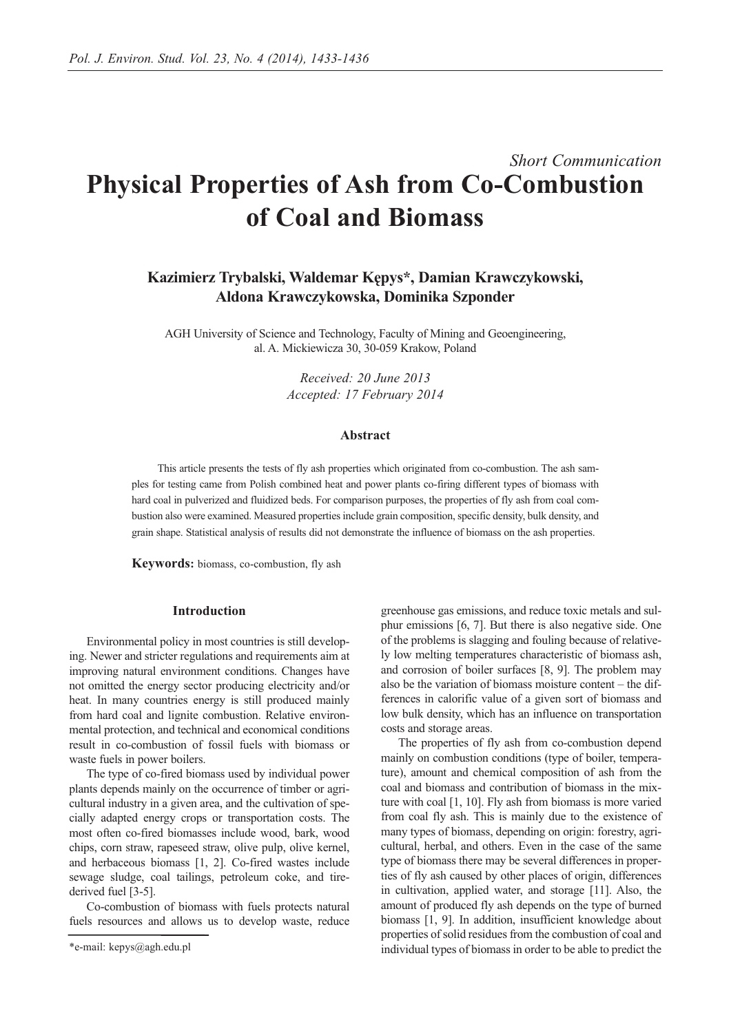*Short Communication*

# Physical Properties of Ash from Co-Combustion of Coal and Biomass

**Kazimierz Trybalski, Waldemar Kępys*, Damian Krawczykowski, Aldona Krawczykowska, Dominika Szponder**

AGH University of Science and Technology, Faculty of Mining and Geoengineering, al. A. Mickiewicza 30, 30-059 Krakow, Poland

*Received: 20 June 2013*
*Accepted: 17 February 2014*

### Abstract

This article presents the tests of fly ash properties which originated from co-combustion. The ash samples for testing came from Polish combined heat and power plants co-firing different types of biomass with hard coal in pulverized and fluidized beds. For comparison purposes, the properties of fly ash from coal combustion also were examined. Measured properties include grain composition, specific density, bulk density, and grain shape. Statistical analysis of results did not demonstrate the influence of biomass on the ash properties.

**Keywords:** biomass, co-combustion, fly ash

## Introduction

Environmental policy in most countries is still developing. Newer and stricter regulations and requirements aim at improving natural environment conditions. Changes have not omitted the energy sector producing electricity and/or heat. In many countries energy is still produced mainly from hard coal and lignite combustion. Relative environmental protection, and technical and economical conditions result in co-combustion of fossil fuels with biomass or waste fuels in power boilers.

The type of co-fired biomass used by individual power plants depends mainly on the occurrence of timber or agricultural industry in a given area, and the cultivation of specially adapted energy crops or transportation costs. The most often co-fired biomasses include wood, bark, wood chips, corn straw, rapeseed straw, olive pulp, olive kernel, and herbaceous biomass [1, 2]. Co-fired wastes include sewage sludge, coal tailings, petroleum coke, and tire-derived fuel [3-5].

Co-combustion of biomass with fuels protects natural fuels resources and allows us to develop waste, reduce greenhouse gas emissions, and reduce toxic metals and sulphur emissions [6, 7]. But there is also negative side. One of the problems is slagging and fouling because of relatively low melting temperatures characteristic of biomass ash, and corrosion of boiler surfaces [8, 9]. The problem may also be the variation of biomass moisture content – the differences in calorific value of a given sort of biomass and low bulk density, which has an influence on transportation costs and storage areas.

The properties of fly ash from co-combustion depend mainly on combustion conditions (type of boiler, temperature), amount and chemical composition of ash from the coal and biomass and contribution of biomass in the mixture with coal [1, 10]. Fly ash from biomass is more varied from coal fly ash. This is mainly due to the existence of many types of biomass, depending on origin: forestry, agricultural, herbal, and others. Even in the case of the same type of biomass there may be several differences in properties of fly ash caused by other places of origin, differences in cultivation, applied water, and storage [11]. Also, the amount of produced fly ash depends on the type of burned biomass [1, 9]. In addition, insufficient knowledge about properties of solid residues from the combustion of coal and individual types of biomass in order to be able to predict the

*e-mail: kepys@agh.edu.pl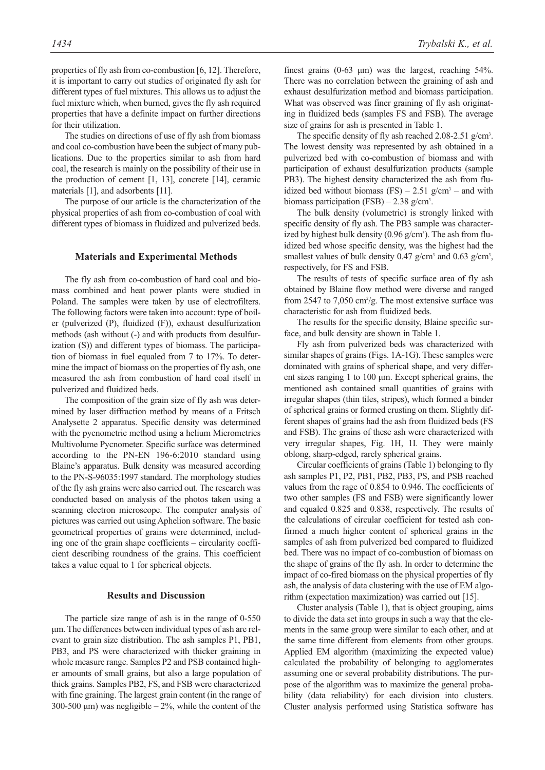properties of fly ash from co-combustion [6, 12]. Therefore, it is important to carry out studies of originated fly ash for different types of fuel mixtures. This allows us to adjust the fuel mixture which, when burned, gives the fly ash required properties that have a definite impact on further directions for their utilization.

The studies on directions of use of fly ash from biomass and coal co-combustion have been the subject of many publications. Due to the properties similar to ash from hard coal, the research is mainly on the possibility of their use in the production of cement [1, 13], concrete [14], ceramic materials [1], and adsorbents [11].

The purpose of our article is the characterization of the physical properties of ash from co-combustion of coal with different types of biomass in fluidized and pulverized beds.

## Materials and Experimental Methods

The fly ash from co-combustion of hard coal and biomass combined and heat power plants were studied in Poland. The samples were taken by use of electrofilters. The following factors were taken into account: type of boiler (pulverized (P), fluidized (F)), exhaust desulfurization methods (ash without (-) and with products from desulfurization (S)) and different types of biomass. The participation of biomass in fuel equaled from 7 to 17%. To determine the impact of biomass on the properties of fly ash, one measured the ash from combustion of hard coal itself in pulverized and fluidized beds.

The composition of the grain size of fly ash was determined by laser diffraction method by means of a Fritsch Analysette 2 apparatus. Specific density was determined with the pycnometric method using a helium Micrometrics Multivolume Pycnometer. Specific surface was determined according to the PN-EN 196-6:2010 standard using Blaine's apparatus. Bulk density was measured according to the PN-S-96035:1997 standard. The morphology studies of the fly ash grains were also carried out. The research was conducted based on analysis of the photos taken using a scanning electron microscope. The computer analysis of pictures was carried out using Aphelion software. The basic geometrical properties of grains were determined, including one of the grain shape coefficients – circularity coefficient describing roundness of the grains. This coefficient takes a value equal to 1 for spherical objects.

## Results and Discussion

The particle size range of ash is in the range of 0-550 μm. The differences between individual types of ash are relevant to grain size distribution. The ash samples P1, PB1, PB3, and PS were characterized with thicker graining in whole measure range. Samples P2 and PSB contained higher amounts of small grains, but also a large population of thick grains. Samples PB2, FS, and FSB were characterized with fine graining. The largest grain content (in the range of 300-500 μm) was negligible – 2%, while the content of the finest grains (0-63 μm) was the largest, reaching 54%. There was no correlation between the graining of ash and exhaust desulfurization method and biomass participation. What was observed was finer graining of fly ash originating in fluidized beds (samples FS and FSB). The average size of grains for ash is presented in Table 1.

The specific density of fly ash reached 2.08-2.51 g/cm$^3$. The lowest density was represented by ash obtained in a pulverized bed with co-combustion of biomass and with participation of exhaust desulfurization products (sample PB3). The highest density characterized the ash from fluidized bed without biomass (FS) – 2.51 g/cm$^3$ – and with biomass participation (FSB) – 2.38 g/cm$^3$.

The bulk density (volumetric) is strongly linked with specific density of fly ash. The PB3 sample was characterized by highest bulk density (0.96 g/cm$^3$). The ash from fluidized bed whose specific density, was the highest had the smallest values of bulk density 0.47 g/cm$^3$ and 0.63 g/cm$^3$, respectively, for FS and FSB.

The results of tests of specific surface area of fly ash obtained by Blaine flow method were diverse and ranged from 2547 to 7,050 cm$^2$/g. The most extensive surface was characteristic for ash from fluidized beds.

The results for the specific density, Blaine specific surface, and bulk density are shown in Table 1.

Fly ash from pulverized beds was characterized with similar shapes of grains (Figs. 1A-1G). These samples were dominated with grains of spherical shape, and very different sizes ranging 1 to 100 μm. Except spherical grains, the mentioned ash contained small quantities of grains with irregular shapes (thin tiles, stripes), which formed a binder of spherical grains or formed crusting on them. Slightly different shapes of grains had the ash from fluidized beds (FS and FSB). The grains of these ash were characterized with very irregular shapes, Fig. 1H, 1I. They were mainly oblong, sharp-edged, rarely spherical grains.

Circular coefficients of grains (Table 1) belonging to fly ash samples P1, P2, PB1, PB2, PB3, PS, and PSB reached values from the rage of 0.854 to 0.946. The coefficients of two other samples (FS and FSB) were significantly lower and equaled 0.825 and 0.838, respectively. The results of the calculations of circular coefficient for tested ash confirmed a much higher content of spherical grains in the samples of ash from pulverized bed compared to fluidized bed. There was no impact of co-combustion of biomass on the shape of grains of the fly ash. In order to determine the impact of co-fired biomass on the physical properties of fly ash, the analysis of data clustering with the use of EM algorithm (expectation maximization) was carried out [15].

Cluster analysis (Table 1), that is object grouping, aims to divide the data set into groups in such a way that the elements in the same group were similar to each other, and at the same time different from elements from other groups. Applied EM algorithm (maximizing the expected value) calculated the probability of belonging to agglomerates assuming one or several probability distributions. The purpose of the algorithm was to maximize the general probability (data reliability) for each division into clusters. Cluster analysis performed using Statistica software has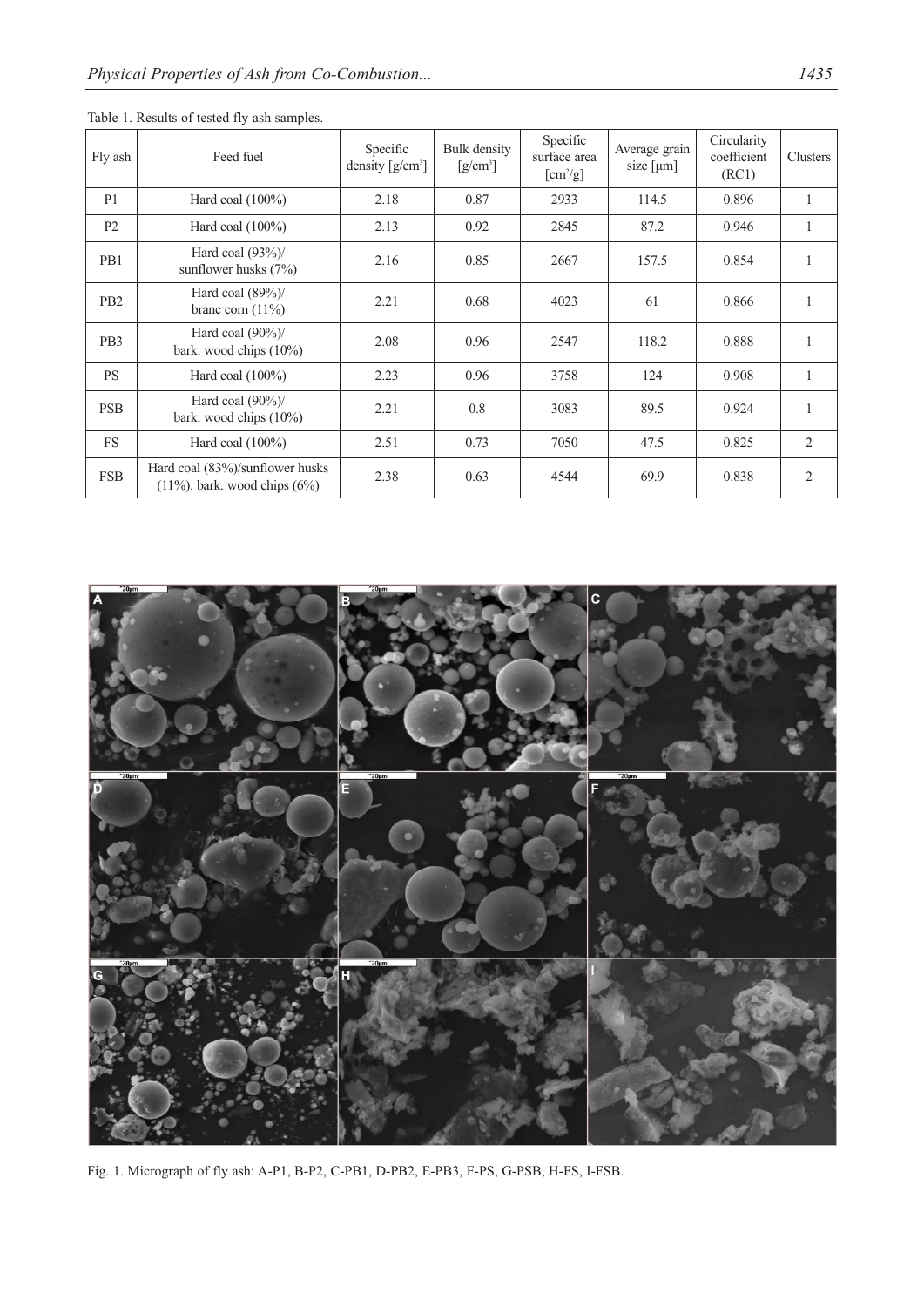Table 1. Results of tested fly ash samples.

| Fly ash | Feed fuel | Specific density [g/cm$^3$] | Bulk density [g/cm$^3$] | Specific surface area [cm$^2$/g] | Average grain size [μm] | Circularity coefficient (RC1) | Clusters |
|---|---|---|---|---|---|---|---|
| P1 | Hard coal (100%) | 2.18 | 0.87 | 2933 | 114.5 | 0.896 | 1 |
| P2 | Hard coal (100%) | 2.13 | 0.92 | 2845 | 87.2 | 0.946 | 1 |
| PB1 | Hard coal (93%)/ sunflower husks (7%) | 2.16 | 0.85 | 2667 | 157.5 | 0.854 | 1 |
| PB2 | Hard coal (89%)/ branc corn (11%) | 2.21 | 0.68 | 4023 | 61 | 0.866 | 1 |
| PB3 | Hard coal (90%)/ bark. wood chips (10%) | 2.08 | 0.96 | 2547 | 118.2 | 0.888 | 1 |
| PS | Hard coal (100%) | 2.23 | 0.96 | 3758 | 124 | 0.908 | 1 |
| PSB | Hard coal (90%)/ bark. wood chips (10%) | 2.21 | 0.8 | 3083 | 89.5 | 0.924 | 1 |
| FS | Hard coal (100%) | 2.51 | 0.73 | 7050 | 47.5 | 0.825 | 2 |
| FSB | Hard coal (83%)/sunflower husks (11%). bark. wood chips (6%) | 2.38 | 0.63 | 4544 | 69.9 | 0.838 | 2 |

Fig. 1. Micrograph of fly ash: A-P1, B-P2, C-PB1, D-PB2, E-PB3, F-PS, G-PSB, H-FS, I-FSB.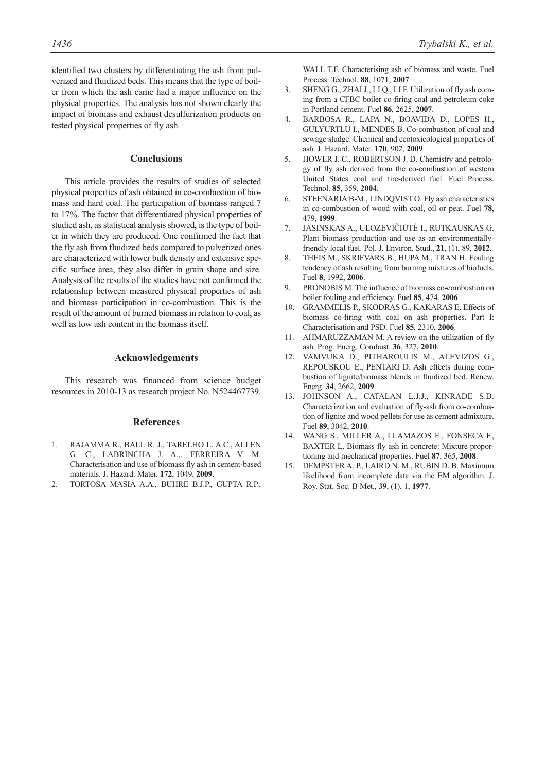identified two clusters by differentiating the ash from pulverized and fluidized beds. This means that the type of boiler from which the ash came had a major influence on the physical properties. The analysis has not shown clearly the impact of biomass and exhaust desulfurization products on tested physical properties of fly ash.

## Conclusions

This article provides the results of studies of selected physical properties of ash obtained in co-combustion of biomass and hard coal. The participation of biomass ranged 7 to 17%. The factor that differentiated physical properties of studied ash, as statistical analysis showed, is the type of boiler in which they are produced. One confirmed the fact that the fly ash from fluidized beds compared to pulverized ones are characterized with lower bulk density and extensive specific surface area, they also differ in grain shape and size. Analysis of the results of the studies have not confirmed the relationship between measured physical properties of ash and biomass participation in co-combustion. This is the result of the amount of burned biomass in relation to coal, as well as low ash content in the biomass itself.

## Acknowledgements

This research was financed from science budget resources in 2010-13 as research project No. N524467739.

## References

1. RAJAMMA R., BALL R. J., TARELHO L. A.C., ALLEN G. C., LABRINCHA J. A.,. FERREIRA V. M. Characterisation and use of biomass fly ash in cement-based materials. J. Hazard. Mater. **172**, 1049, **2009**.
2. TORTOSA MASIÁ A.A., BUHRE B.J.P., GUPTA R.P., WALL T.F. Characterising ash of biomass and waste. Fuel Process. Technol. **88**, 1071, **2007**.
3. SHENG G., ZHAI J., LI Q., LI F. Utilization of fly ash coming from a CFBC boiler co-firing coal and petroleum coke in Portland cement. Fuel **86**, 2625, **2007**.
4. BARBOSA R., LAPA N., BOAVIDA D., LOPES H., GULYURTLU I., MENDES B. Co-combustion of coal and sewage sludge: Chemical and ecotoxicological properties of ash. J. Hazard. Mater. **170**, 902, **2009**.
5. HOWER J. C., ROBERTSON J. D. Chemistry and petrology of fly ash derived from the co-combustion of western United States coal and tire-derived fuel. Fuel Process. Technol. **85**, 359, **2004**.
6. STEENARIA B-M., LINDQVIST O. Fly ash characteristics in co-combustion of wood with coal, oil or peat. Fuel **78**, 479, **1999**.
7. JASINSKAS A., ULOZEVIČIŪTĖ I., RUTKAUSKAS G. Plant biomass production and use as an environmentally-friendly local fuel. Pol. J. Environ. Stud., **21**, (1), 89, **2012**.
8. THEIS M., SKRIFVARS B., HUPA M., TRAN H. Fouling tendency of ash resulting from burning mixtures of biofuels. Fuel **8**, 1992, **2006**.
9. PRONOBIS M. The influence of biomass co-combustion on boiler fouling and efficiency. Fuel **85**, 474, **2006**.
10. GRAMMELIS P., SKODRAS G., KAKARAS E. Effects of biomass co-firing with coal on ash properties. Part I: Characterisation and PSD. Fuel **85**, 2310, **2006**.
11. AHMARUZZAMAN M. A review on the utilization of fly ash. Prog. Energ. Combust. **36**, 327, **2010**.
12. VAMVUKA D., PITHAROULIS M., ALEVIZOS G., REPOUSKOU E., PENTARI D. Ash effects during combustion of lignite/biomass blends in fluidized bed. Renew. Energ. **34**, 2662, **2009**.
13. JOHNSON A., CATALAN L.J.J., KINRADE S.D. Characterization and evaluation of fly-ash from co-combustion of lignite and wood pellets for use as cement admixture. Fuel **89**, 3042, **2010**.
14. WANG S., MILLER A., LLAMAZOS E., FONSECA F., BAXTER L. Biomass fly ash in concrete: Mixture proportioning and mechanical properties. Fuel **87**, 365, **2008**.
15. DEMPSTER A. P., LAIRD N. M., RUBIN D. B. Maximum likelihood from incomplete data via the EM algorithm. J. Roy. Stat. Soc. B Met., **39**, (1), 1, **1977**.